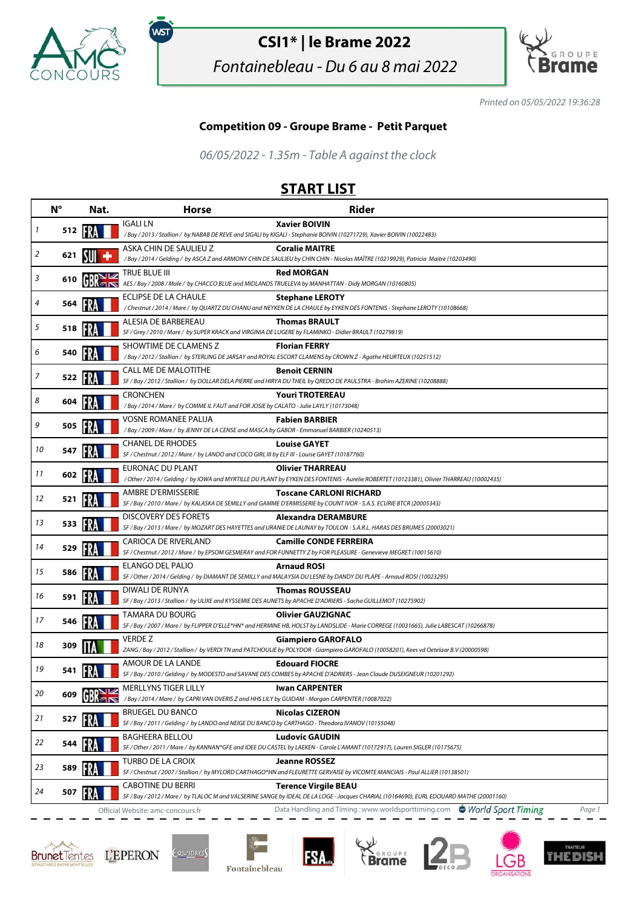# CSI1* | le Brame 2022

*Fontainebleau - Du 6 au 8 mai 2022*

*Printed on 05/05/2022 19:36:28*

### Competition 09 - Groupe Brame - Petit Parquet

*06/05/2022 - 1.35m - Table A against the clock*

## START LIST

| | N° | Nat. | Horse | Rider |
|---|---|---|---|---|
| 1 | 512 | FRA | IGALI LN<br>*/ Bay / 2013 / Stallion / by NABAB DE REVE and SIGALI by KIGALI - Stephanie BOIVIN (10271729), Xavier BOIVIN (10022483)* | **Xavier BOIVIN** |
| 2 | 621 | SUI | ASKA CHIN DE SAULIEU Z<br>*/ Bay / 2014 / Gelding / by ASCA Z and ARMONY CHIN DE SAULIEU by CHIN CHIN - Nicolas MAÎTRE (10219929), Patricia Maitre (10203490)* | **Coralie MAITRE** |
| 3 | 610 | GBR | TRUE BLUE III<br>*AES / Bay / 2008 / Male / by CHACCO BLUE and MIDLANDS TRUELEVA by MANHATTAN - Didy MORGAN (10160805)* | **Red MORGAN** |
| 4 | 564 | FRA | ECLIPSE DE LA CHAULE<br>*/ Chestnut / 2014 / Mare / by QUARTZ DU CHANU and NEYKEN DE LA CHAULE by EYKEN DES FONTENIS - Stephane LEROTY (10108668)* | **Stephane LEROTY** |
| 5 | 518 | FRA | ALESIA DE BARBEREAU<br>*SF / Grey / 2010 / Mare / by SUPER KRACK and VIRGINIA DE LUGERE by FLAMINKO - Didier BRAULT (10279819)* | **Thomas BRAULT** |
| 6 | 540 | FRA | SHOWTIME DE CLAMENS Z<br>*/ Bay / 2012 / Stallion / by STERLING DE JARSAY and ROYAL ESCORT CLAMENS by CROWN Z - Agathe HEURTEUX (10251512)* | **Florian FERRY** |
| 7 | 522 | FRA | CALL ME DE MALOTITHE<br>*SF / Bay / 2012 / Stallion / by DOLLAR DELA PIERRE and HIRYA DU THEIL by QREDO DE PAULSTRA - Brahim AZERINE (10208888)* | **Benoit CERNIN** |
| 8 | 604 | FRA | CRONCHEN<br>*/ Bay / 2014 / Mare / by COMME IL FAUT and FOR JOSIE by CALATO - Julie LAYLY (10173048)* | **Youri TROTEREAU** |
| 9 | 505 | FRA | VOSNE ROMANEE PALIJA<br>*/ Bay / 2009 / Mare / by JENNY DE LA CENSE and MASCA by GABOR - Emmanuel BARBIER (10240513)* | **Fabien BARBIER** |
| 10 | 547 | FRA | CHANEL DE RHODES<br>*SF / Chestnut / 2012 / Mare / by LANDO and COCO GIRL III by ELF III - Louise GAYET (10187760)* | **Louise GAYET** |
| 11 | 602 | FRA | EURONAC DU PLANT<br>*/ Other / 2014 / Gelding / by IOWA and MYRTILLE DU PLANT by EYKEN DES FONTENIS - Aurelie ROBERTET (10123381), Olivier THARREAU (10002435)* | **Olivier THARREAU** |
| 12 | 521 | FRA | AMBRE D'ERMISSERIE<br>*SF / Bay / 2010 / Mare / by KALASKA DE SEMILLY and GAMME D'ERMISSERIE by COUNT IVOR - S.A.S. ECURIE BTCR (20005343)* | **Toscane CARLONI RICHARD** |
| 13 | 533 | FRA | DISCOVERY DES FORETS<br>*SF / Bay / 2013 / Mare / by MOZART DES HAYETTES and URANIE DE LAUNAY by TOULON - S.A.R.L. HARAS DES BRUMES (20003021)* | **Alexandra DERAMBURE** |
| 14 | 529 | FRA | CARIOCA DE RIVERLAND<br>*SF / Chestnut / 2012 / Mare / by EPSOM GESMERAY and FOR FUNNETTY Z by FOR PLEASURE - Genevieve MEGRET (10015610)* | **Camille CONDE FERREIRA** |
| 15 | 586 | FRA | ELANGO DEL PALIO<br>*SF / Other / 2014 / Gelding / by DIAMANT DE SEMILLY and MALAYSIA DU LESNE by DANDY DU PLAPE - Arnaud ROSI (10023295)* | **Arnaud ROSI** |
| 16 | 591 | FRA | DIWALI DE RUNYA<br>*SF / Bay / 2013 / Stallion / by ULIXE and KYSSEMIE DES AUNETS by APACHE D'ADRIERS - Sacha GUILLEMOT (10275902)* | **Thomas ROUSSEAU** |
| 17 | 546 | FRA | TAMARA DU BOURG<br>*SF / Bay / 2007 / Mare / by FLIPPER D'ELLE\*HN\* and HERMINE HB, HOLST by LANDSLIDE - Marie CORREGE (10031665), Julie LABESCAT (10266878)* | **Olivier GAUZIGNAC** |
| 18 | 309 | ITA | VERDE Z<br>*ZANG / Bay / 2012 / Stallion / by VERDI TN and PATCHOULIE by POLYDOR - Giampiero GAROFALO (10058201), Kees vd Oetelaar B.V (20000598)* | **Giampiero GAROFALO** |
| 19 | 541 | FRA | AMOUR DE LA LANDE<br>*SF / Bay / 2010 / Gelding / by MODESTO and SAVANE DES COMBES by APACHE D'ADRIERS - Jean Claude DUSEIGNEUR (10201292)* | **Edouard FIOCRE** |
| 20 | 609 | GBR | MERLLYNS TIGER LILLY<br>*/ Bay / 2014 / Mare / by CAPRI VAN OVERIS Z and HHS LILY by GUIDAM - Morgan CARPENTER (10087022)* | **Iwan CARPENTER** |
| 21 | 527 | FRA | BRUEGEL DU BANCO<br>*SF / Bay / 2011 / Gelding / by LANDO and NEIGE DU BANCO by CARTHAGO - Theodora IVANOV (10155048)* | **Nicolas CIZERON** |
| 22 | 544 | FRA | BAGHEERA BELLOU<br>*SF / Other / 2011 / Mare / by KANNAN\*GFE and IDEE DU CASTEL by LAEKEN - Carole L'AMANT (10172917), Lauren SIGLER (10175675)* | **Ludovic GAUDIN** |
| 23 | 589 | FRA | TURBO DE LA CROIX<br>*SF / Chestnut / 2007 / Stallion / by MYLORD CARTHAGO\*HN and FLEURETTE GERVAISE by VICOMTE MANCIAIS - Paul ALLIER (10138501)* | **Jeanne ROSSEZ** |
| 24 | 507 | FRA | CABOTINE DU BERRI<br>*SF / Bay / 2012 / Mare / by TLALOC M and VALSERINE SANGE by IDEAL DE LA LOGE - Jacques CHARIAL (10164690), EURL EDOUARD MATHE (20001160)* | **Terence Virgile BEAU** |

Official Website: amc-concours.fr — Data Handling and Timing : www.worldsporttiming.com — World Sport Timing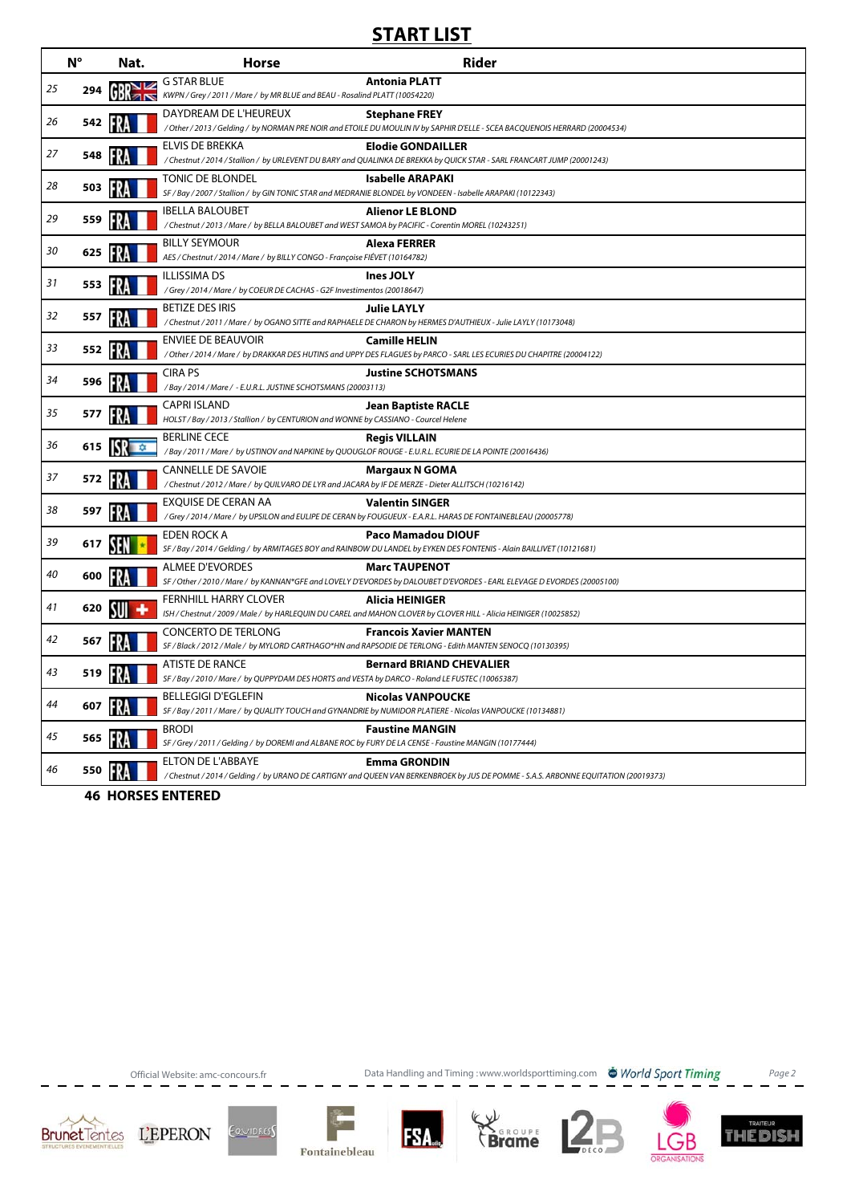# START LIST

| | N° | Nat. | Horse | Rider |
|---|---|---|---|---|
| 25 | 294 | GBR | G STAR BLUE<br>*KWPN / Grey / 2011 / Mare / by MR BLUE and BEAU - Rosalind PLATT (10054220)* | **Antonia PLATT** |
| 26 | 542 | FRA | DAYDREAM DE L'HEUREUX<br>*/ Other / 2013 / Gelding / by NORMAN PRE NOIR and ETOILE DU MOULIN IV by SAPHIR D'ELLE - SCEA BACQUENOIS HERRARD (20004534)* | **Stephane FREY** |
| 27 | 548 | FRA | ELVIS DE BREKKA<br>*/ Chestnut / 2014 / Stallion / by URLEVENT DU BARY and QUALINKA DE BREKKA by QUICK STAR - SARL FRANCART JUMP (20001243)* | **Elodie GONDAILLER** |
| 28 | 503 | FRA | TONIC DE BLONDEL<br>*SF / Bay / 2007 / Stallion / by GIN TONIC STAR and MEDRANIE BLONDEL by VONDEEN - Isabelle ARAPAKI (10122343)* | **Isabelle ARAPAKI** |
| 29 | 559 | FRA | IBELLA BALOUBET<br>*/ Chestnut / 2013 / Mare / by BELLA BALOUBET and WEST SAMOA by PACIFIC - Corentin MOREL (10243251)* | **Alienor LE BLOND** |
| 30 | 625 | FRA | BILLY SEYMOUR<br>*AES / Chestnut / 2014 / Mare / by BILLY CONGO - Françoise FIÉVET (10164782)* | **Alexa FERRER** |
| 31 | 553 | FRA | ILLISSIMA DS<br>*/ Grey / 2014 / Mare / by COEUR DE CACHAS - G2F Investimentos (20018647)* | **Ines JOLY** |
| 32 | 557 | FRA | BETIZE DES IRIS<br>*/ Chestnut / 2011 / Mare / by OGANO SITTE and RAPHAELE DE CHARON by HERMES D'AUTHIEUX - Julie LAYLY (10173048)* | **Julie LAYLY** |
| 33 | 552 | FRA | ENVIEE DE BEAUVOIR<br>*/ Other / 2014 / Mare / by DRAKKAR DES HUTINS and UPPY DES FLAGUES by PARCO - SARL LES ECURIES DU CHAPITRE (20004122)* | **Camille HELIN** |
| 34 | 596 | FRA | CIRA PS<br>*/ Bay / 2014 / Mare / - E.U.R.L. JUSTINE SCHOTSMANS (20003113)* | **Justine SCHOTSMANS** |
| 35 | 577 | FRA | CAPRI ISLAND<br>*HOLST / Bay / 2013 / Stallion / by CENTURION and WONNE by CASSIANO - Courcel Helene* | **Jean Baptiste RACLE** |
| 36 | 615 | ISR | BERLINE CECE<br>*/ Bay / 2011 / Mare / by USTINOV and NAPKINE by QUOUGLOF ROUGE - E.U.R.L. ECURIE DE LA POINTE (20016436)* | **Regis VILLAIN** |
| 37 | 572 | FRA | CANNELLE DE SAVOIE<br>*/ Chestnut / 2012 / Mare / by QUILVARO DE LYR and JACARA by IF DE MERZE - Dieter ALLITSCH (10216142)* | **Margaux N GOMA** |
| 38 | 597 | FRA | EXQUISE DE CERAN AA<br>*/ Grey / 2014 / Mare / by UPSILON and EULIPE DE CERAN by FOUGUEUX - E.A.R.L. HARAS DE FONTAINEBLEAU (20005778)* | **Valentin SINGER** |
| 39 | 617 | SEN | EDEN ROCK A<br>*SF / Bay / 2014 / Gelding / by ARMITAGES BOY and RAINBOW DU LANDEL by EYKEN DES FONTENIS - Alain BAILLIVET (10121681)* | **Paco Mamadou DIOUF** |
| 40 | 600 | FRA | ALMEE D'EVORDES<br>*SF / Other / 2010 / Mare / by KANNAN*GFE and LOVELY D'EVORDES by DALOUBET D'EVORDES - EARL ELEVAGE D EVORDES (20005100)* | **Marc TAUPENOT** |
| 41 | 620 | SUI | FERNHILL HARRY CLOVER<br>*ISH / Chestnut / 2009 / Male / by HARLEQUIN DU CAREL and MAHON CLOVER by CLOVER HILL - Alicia HEINIGER (10025852)* | **Alicia HEINIGER** |
| 42 | 567 | FRA | CONCERTO DE TERLONG<br>*SF / Black / 2012 / Male / by MYLORD CARTHAGO*HN and RAPSODIE DE TERLONG - Edith MANTEN SENOCQ (10130395)* | **Francois Xavier MANTEN** |
| 43 | 519 | FRA | ATISTE DE RANCE<br>*SF / Bay / 2010 / Mare / by QUPPYDAM DES HORTS and VESTA by DARCO - Roland LE FUSTEC (10065387)* | **Bernard BRIAND CHEVALIER** |
| 44 | 607 | FRA | BELLEGIGI D'EGLEFIN<br>*SF / Bay / 2011 / Mare / by QUALITY TOUCH and GYNANDRIE by NUMIDOR PLATIERE - Nicolas VANPOUCKE (10134881)* | **Nicolas VANPOUCKE** |
| 45 | 565 | FRA | BRODI<br>*SF / Grey / 2011 / Gelding / by DOREMI and ALBANE ROC by FURY DE LA CENSE - Faustine MANGIN (10177444)* | **Faustine MANGIN** |
| 46 | 550 | FRA | ELTON DE L'ABBAYE<br>*/ Chestnut / 2014 / Gelding / by URANO DE CARTIGNY and QUEEN VAN BERKENBROEK by JUS DE POMME - S.A.S. ARBONNE EQUITATION (20019373)* | **Emma GRONDIN** |

**46 HORSES ENTERED**

Official Website: amc-concours.fr

Data Handling and Timing : www.worldsporttiming.com